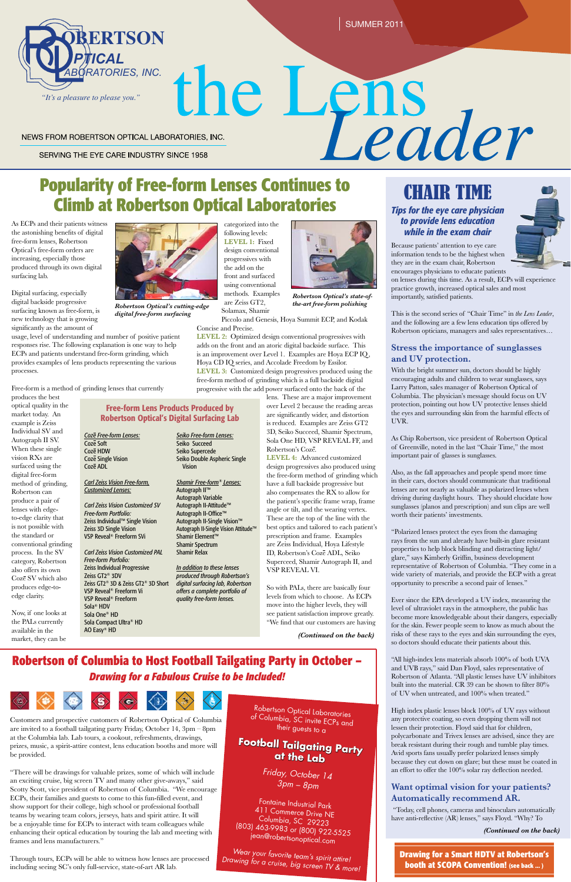ROBERTSON OPTICAL LABORATORIES, INC.

*"It's a pleasure to please you."*

SUMMER 2011

# the Lens *Leader*

NEWS FROM ROBERTSON OPTICAL LABORATORIES, INC.

SERVING THE EYE CARE INDUSTRY SINCE 1958

## Popularity of Free-form Lenses Continues to Climb at Robertson Optical Laboratories

As ECPs and their patients witness the astonishing benefits of digital free-form lenses, Robertson Optical's free-form orders are increasing, especially those produced through its own digital surfacing lab.

*Robertson Optical's cutting-edge digital free-form surfacing*

Digital surfacing, especially digital backside progressive surfacing known as free-form, is new technology that is growing significantly as the amount of usage, level of understanding and number of positive patient responses rise. The following explanation is one way to help ECPs and patients understand free-form grinding, which provides examples of lens products representing the various processes.

Free-form is a method of grinding lenses that currently produces the best optical quality in the market today. An example is Zeiss Individual SV and Autograph II SV. When these single vision RXs are surfaced using the digital free-form method of grinding, Robertson can produce a pair of lenses with edge-to-edge clarity that is not possible with the standard or conventional grinding process. In the SV category, Robertson also offers its own Cozē SV which also produces edge-to-edge clarity.

Now, if one looks at the PALs currently available in the market, they can be categorized into the following levels:

**LEVEL 1:** Fixed design conventional progressives with the add on the front and surfaced using conventional methods. Examples are Zeiss GT2, Solamax, Shamir Piccolo and Genesis, Hoya Summit ECP, and Kodak Concise and Precise.

*Robertson Optical's state-of-the-art free-form polishing*

**LEVEL 2:** Optimized design conventional progressives with adds on the front and an atoric digital backside surface. This is an improvement over Level 1. Examples are Hoya ECP IQ, Hoya CD IQ series, and Accolade Freedom by Essilor.

**LEVEL 3:** Customized design progressives produced using the free-form method of grinding which is a full backside digital progressive with the add power surfaced onto the back of the lens. These are a major improvement over Level 2 because the reading areas are significantly wider, and distortion is reduced. Examples are Zeiss GT2 3D, Seiko Succeed, Shamir Spectrum, Sola One HD, VSP REVEAL FF, and Robertson's Cozē.

**LEVEL 4:** Advanced customized design progressives also produced using the free-form method of grinding which have a full backside progressive but also compensates the RX to allow for the patient's specific frame wrap, frame angle or tilt, and the wearing vertex. These are the top of the line with the best optics and tailored to each patient's prescription and frame. Examples are Zeiss Individual, Hoya Lifestyle ID, Robertson's Cozē ADL, Seiko Superceed, Shamir Autograph II, and VSP REVEAL VI.

So with PALs, there are basically four levels from which to choose. As ECPs move into the higher levels, they will see patient satisfaction improve greatly. "We find that our customers are having

*(Continued on the back)*

### Free-form Lens Products Produced by Robertson Optical's Digital Surfacing Lab

*Cozē Free-form Lenses:*
Cozē Soft
Cozē HDW
Cozē Single Vision
Cozē ADL

*Carl Zeiss Vision Free-form, Customized Lenses:*

*Carl Zeiss Vision Customized SV Free-form Portfolio:*
Zeiss Individual™ Single Vision
Zeiss 3D Single Vision
VSP Reveal® Freeform SVi

*Carl Zeiss Vision Customized PAL Free-form Porfolio:*
Zeiss Individual Progressive
Zeiss GT2® 3DV
Zeiss GT2® 3D & Zeiss GT2® 3D Short
VSP Reveal® Freeform Vi
VSP Reveal® Freeform
Sola® HDV
Sola One® HD
Sola Compact Ultra® HD
AO Easy® HD

*Seiko Free-form Lenses:*
Seiko Succeed
Seiko Supercede
Seiko Double Aspheric Single Vision

*Shamir Free-form® Lenses:*
Autograph II™
Autograph Variable
Autograph II-Attitude™
Autograph II-Office™
Autograph II-Single Vision™
Autograph II-Single Vision Attitude™
Shamir Element™
Shamir Spectrum
Shamir Relax

*In addition to these lenses produced through Robertson's digital surfacing lab, Robertson offers a complete portfolio of quality free-form lenses.*

## Robertson of Columbia to Host Football Tailgating Party in October – *Drawing for a Fabulous Cruise to be Included!*

Customers and prospective customers of Robertson Optical of Columbia are invited to a football tailgating party Friday, October 14, 3pm – 8pm at the Columbia lab. Lab tours, a cookout, refreshments, drawings, prizes, music, a spirit-attire contest, lens education booths and more will be provided.

"There will be drawings for valuable prizes, some of which include an exciting cruise, big screen TV and many other give-aways," said Scotty Scott, vice president of Robertson of Columbia. "We encourage ECPs, their families and guests to come to this fun-filled event, and show support for their college, high school or professional football teams by wearing team colors, jerseys, hats and spirit attire. It will be a enjoyable time for ECPs to interact with team colleagues while enhancing their optical education by touring the lab and meeting with frames and lens manufacturers."

Through tours, ECPs will be able to witness how lenses are processed including seeing SC's only full-service, state-of-art AR lab.

Robertson Optical Laboratories of Columbia, SC invite ECPs and their guests to a

**Football Tailgating Party at the Lab**

*Friday, October 14*
*3pm – 8pm*

Fontaine Industrial Park
411 Commerce Drive NE
Columbia, SC 29223
(803) 463-9983 or (800) 922-5525
jean@robertsonoptical.com

*Wear your favorite team's spirit attire! Drawing for a cruise, big screen TV & more!*

## CHAIR TIME

### *Tips for the eye care physician to provide lens education while in the exam chair*

Because patients' attention to eye care information tends to be the highest when they are in the exam chair, Robertson encourages physicians to educate patients on lenses during this time. As a result, ECPs will experience practice growth, increased optical sales and most importantly, satisfied patients.

This is the second series of "Chair Time" in *the Lens Leader*, and the following are a few lens education tips offered by Robertson opticians, managers and sales representatives…

### Stress the importance of sunglasses and UV protection.

With the bright summer sun, doctors should be highly encouraging adults and children to wear sunglasses, says Larry Patton, sales manager of Robertson Optical of Columbia. The physician's message should focus on UV protection, pointing out how UV protective lenses shield the eyes and surrounding skin from the harmful effects of UVR.

As Chip Robertson, vice president of Robertson Optical of Greenville, noted in the last "Chair Time," the most important pair of glasses is sunglasses.

Also, as the fall approaches and people spend more time in their cars, doctors should communicate that traditional lenses are not nearly as valuable as polarized lenses when driving during daylight hours. They should elucidate how sunglasses (planos and prescription) and sun clips are well worth their patients' investments.

"Polarized lenses protect the eyes from the damaging rays from the sun and already have built-in glare resistant properties to help block blinding and distracting light/glare," says Kimberly Griffin, business development representative of Robertson of Columbia. "They come in a wide variety of materials, and provide the ECP with a great opportunity to prescribe a second pair of lenses."

Ever since the EPA developed a UV index, measuring the level of ultraviolet rays in the atmosphere, the public has become more knowledgeable about their dangers, especially for the skin. Fewer people seem to know as much about the risks of these rays to the eyes and skin surrounding the eyes, so doctors should educate their patients about this.

"All high-index lens materials absorb 100% of both UVA and UVB rays," said Dan Floyd, sales representative of Robertson of Atlanta. "All plastic lenses have UV inhibitors built into the material. CR 39 can be shown to filter 80% of UV when untreated, and 100% when treated."

High index plastic lenses block 100% of UV rays without any protective coating, so even dropping them will not lessen their protection. Floyd said that for children, polycarbonate and Trivex lenses are advised, since they are break resistant during their rough and tumble play times. Avid sports fans usually prefer polarized lenses simply because they cut down on glare; but these must be coated in an effort to offer the 100% solar ray deflection needed.

### Want optimal vision for your patients? Automatically recommend AR.

"Today, cell phones, cameras and binoculars automatically have anti-reflective (AR) lenses," says Floyd. "Why? To

*(Continued on the back)*

**Drawing for a Smart HDTV at Robertson's booth at SCOPA Convention! (see back ...)**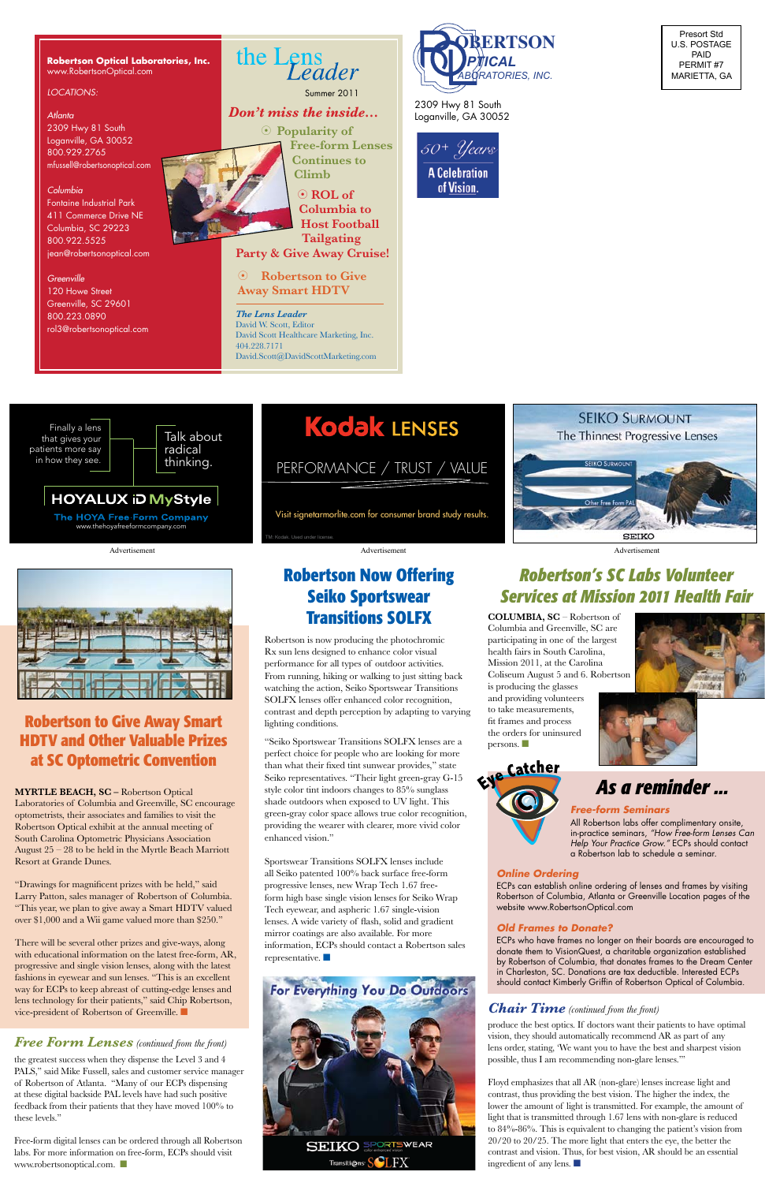**Robertson Optical Laboratories, Inc.**
www.RobertsonOptical.com

*LOCATIONS:*

*Atlanta*
2309 Hwy 81 South
Loganville, GA 30052
800.929.2765
mfussell@robertsonoptical.com

*Columbia*
Fontaine Industrial Park
411 Commerce Drive NE
Columbia, SC 29223
800.922.5525
jean@robertsonoptical.com

*Greenville*
120 Howe Street
Greenville, SC 29601
800.223.0890
rol3@robertsonoptical.com

# the Lens Leader

Summer 2011

***Don't miss the inside...***

- Popularity of Free-form Lenses Continues to Climb
- ROL of Columbia to Host Football Tailgating Party & Give Away Cruise!
- Robertson to Give Away Smart HDTV

*The Lens Leader*
David W. Scott, Editor
David Scott Healthcare Marketing, Inc.
404.228.7171
David.Scott@DavidScottMarketing.com

ROBERTSON OPTICAL LABORATORIES, INC.

2309 Hwy 81 South
Loganville, GA 30052

50+ Years
A Celebration of Vision.

Presort Std
U.S. POSTAGE
PAID
PERMIT #7
MARIETTA, GA

Finally a lens that gives your patients more say in how they see.
Talk about radical thinking.
HOYALUX iD MyStyle
The HOYA Free-Form Company
www.thehoyafreeformcompany.com

Advertisement

Kodak LENSES
PERFORMANCE / TRUST / VALUE
Visit signetarmorlite.com for consumer brand study results.
TM: Kodak. Used under license.

Advertisement

SEIKO SURMOUNT
The Thinnest Progressive Lenses
SEIKO SURMOUNT
Other Free Form PAL
SEIKO

Advertisement

## Robertson to Give Away Smart HDTV and Other Valuable Prizes at SC Optometric Convention

**MYRTLE BEACH, SC –** Robertson Optical Laboratories of Columbia and Greenville, SC encourage optometrists, their associates and families to visit the Robertson Optical exhibit at the annual meeting of South Carolina Optometric Physicians Association August 25 – 28 to be held in the Myrtle Beach Marriott Resort at Grande Dunes.

"Drawings for magnificent prizes with be held," said Larry Patton, sales manager of Robertson of Columbia. "This year, we plan to give away a Smart HDTV valued over $1,000 and a Wii game valued more than $250."

There will be several other prizes and give-ways, along with educational information on the latest free-form, AR, progressive and single vision lenses, along with the latest fashions in eyewear and sun lenses. "This is an excellent way for ECPs to keep abreast of cutting-edge lenses and lens technology for their patients," said Chip Robertson, vice-president of Robertson of Greenville.

## *Free Form Lenses (continued from the front)*

the greatest success when they dispense the Level 3 and 4 PALS," said Mike Fussell, sales and customer service manager of Robertson of Atlanta. "Many of our ECPs dispensing at these digital backside PAL levels have had such positive feedback from their patients that they have moved 100% to these levels."

Free-form digital lenses can be ordered through all Robertson labs. For more information on free-form, ECPs should visit www.robertsonoptical.com.

## Robertson Now Offering Seiko Sportswear Transitions SOLFX

Robertson is now producing the photochromic Rx sun lens designed to enhance color visual performance for all types of outdoor activities. From running, hiking or walking to just sitting back watching the action, Seiko Sportswear Transitions SOLFX lenses offer enhanced color recognition, contrast and depth perception by adapting to varying lighting conditions.

"Seiko Sportswear Transitions SOLFX lenses are a perfect choice for people who are looking for more than what their fixed tint sunwear provides," state Seiko representatives. "Their light green-gray G-15 style color tint indoors changes to 85% sunglass shade outdoors when exposed to UV light. This green-gray color space allows true color recognition, providing the wearer with clearer, more vivid color enhanced vision."

Sportswear Transitions SOLFX lenses include all Seiko patented 100% back surface free-form progressive lenses, new Wrap Tech 1.67 free-form high base single vision lenses for Seiko Wrap Tech eyewear, and aspheric 1.67 single-vision lenses. A wide variety of flash, solid and gradient mirror coatings are also available. For more information, ECPs should contact a Robertson sales representative.

For Everything You Do Outdoors
SEIKO SPORTSWEAR
Transitions SOLFX

## Robertson's SC Labs Volunteer Services at Mission 2011 Health Fair

**COLUMBIA, SC** – Robertson of Columbia and Greenville, SC are participating in one of the largest health fairs in South Carolina, Mission 2011, at the Carolina Coliseum August 5 and 6. Robertson is producing the glasses and providing volunteers to take measurements, fit frames and process the orders for uninsured persons.

Eye Catcher

## As a reminder ...

### *Free-form Seminars*

All Robertson labs offer complimentary onsite, in-practice seminars, *"How Free-form Lenses Can Help Your Practice Grow."* ECPs should contact a Robertson lab to schedule a seminar.

### *Online Ordering*

ECPs can establish online ordering of lenses and frames by visiting Robertson of Columbia, Atlanta or Greenville Location pages of the website www.RobertsonOptical.com

### *Old Frames to Donate?*

ECPs who have frames no longer on their boards are encouraged to donate them to VisionQuest, a charitable organization established by Robertson of Columbia, that donates frames to the Dream Center in Charleston, SC. Donations are tax deductible. Interested ECPs should contact Kimberly Griffin of Robertson Optical of Columbia.

## *Chair Time (continued from the front)*

produce the best optics. If doctors want their patients to have optimal vision, they should automatically recommend AR as part of any lens order, stating, 'We want you to have the best and sharpest vision possible, thus I am recommending non-glare lenses.'"

Floyd emphasizes that all AR (non-glare) lenses increase light and contrast, thus providing the best vision. The higher the index, the lower the amount of light is transmitted. For example, the amount of light that is transmitted through 1.67 lens with non-glare is reduced to 84%-86%. This is equivalent to changing the patient's vision from 20/20 to 20/25. The more light that enters the eye, the better the contrast and vision. Thus, for best vision, AR should be an essential ingredient of any lens.